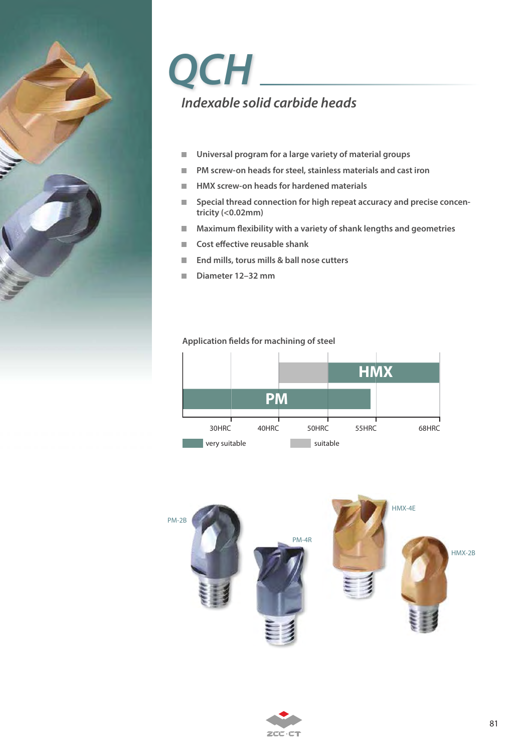# QCH

## *Indexable solid carbide heads*

- Universal program for a large variety of material groups
- PM screw-on heads for steel, stainless materials and cast iron
- HMX screw-on heads for hardened materials
- Special thread connection for high repeat accuracy and precise concentricity (<0.02mm)
- Maximum flexibility with a variety of shank lengths and geometries
- Cost effective reusable shank
- End mills, torus mills & ball nose cutters
- Diameter 12–32 mm

**Application fields for machining of steel**

HMX

PM

30HRC 40HRC 50HRC 55HRC 68HRC

very suitable suitable

PM-2B PM-4R HMX-4E HMX-2B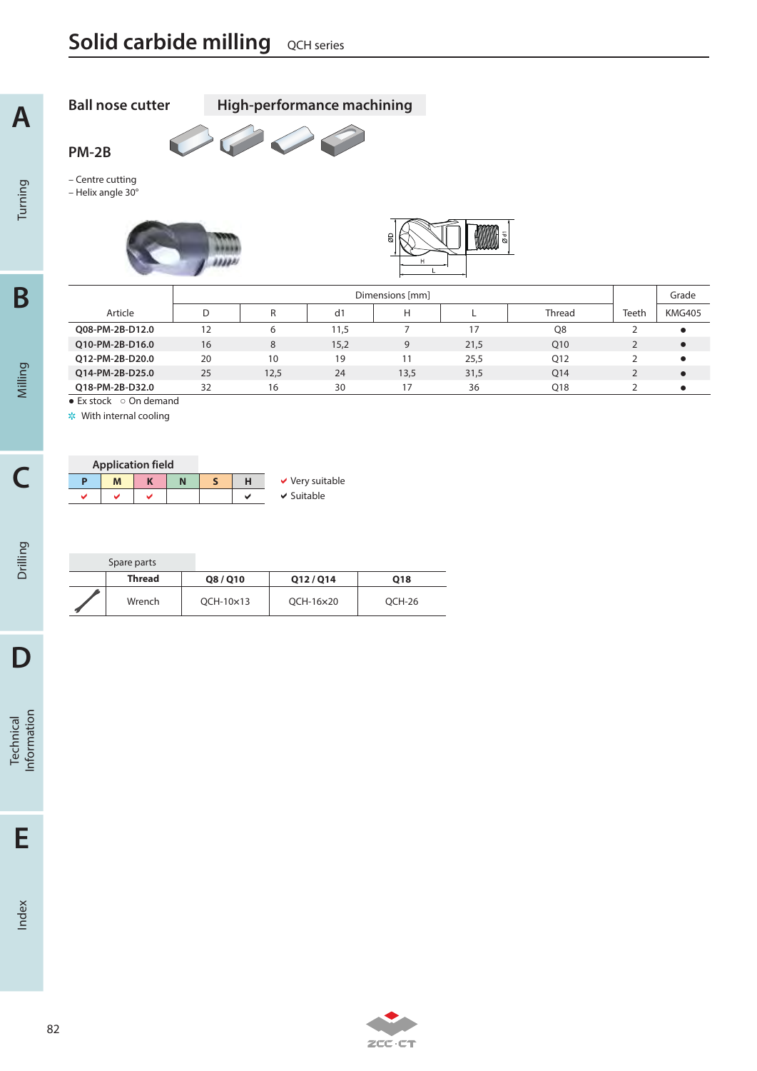# Solid carbide milling QCH series

## Ball nose cutter

**High-performance machining**

### PM-2B

– Centre cutting
– Helix angle 30°

| Article | Dimensions [mm] | | | | | | Teeth | Grade |
|---|---|---|---|---|---|---|---|---|
| | D | R | d1 | H | L | Thread | | KMG405 |
| **Q08-PM-2B-D12.0** | 12 | 6 | 11,5 | 7 | 17 | Q8 | 2 | ● |
| **Q10-PM-2B-D16.0** | 16 | 8 | 15,2 | 9 | 21,5 | Q10 | 2 | ● |
| **Q12-PM-2B-D20.0** | 20 | 10 | 19 | 11 | 25,5 | Q12 | 2 | ● |
| **Q14-PM-2B-D25.0** | 25 | 12,5 | 24 | 13,5 | 31,5 | Q14 | 2 | ● |
| **Q18-PM-2B-D32.0** | 32 | 16 | 30 | 17 | 36 | Q18 | 2 | ● |

● Ex stock ○ On demand

✲ With internal cooling

**Application field**

| P | M | K | N | S | H |
|---|---|---|---|---|---|
| ✔ | ✔ | ✔ | | | ✔ |

✔ Very suitable
✔ Suitable

Spare parts

| | Thread | Q8 / Q10 | Q12 / Q14 | Q18 |
|---|---|---|---|---|
| | Wrench | QCH-10×13 | QCH-16×20 | QCH-26 |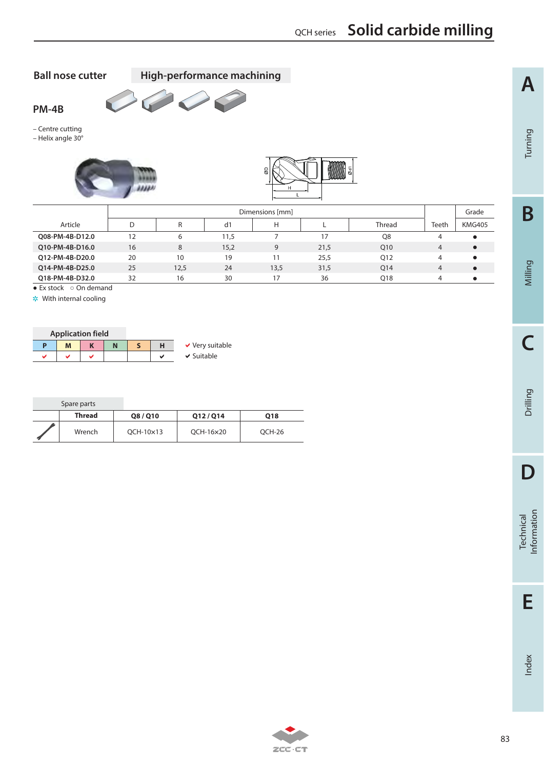## Ball nose cutter

**High-performance machining**

### PM-4B

- Centre cutting
- Helix angle 30°

| Article | D | R | d1 | H | L | Thread | Teeth | Grade KMG405 |
|---|---|---|---|---|---|---|---|---|
| | Dimensions [mm] | | | | | | | |
| Q08-PM-4B-D12.0 | 12 | 6 | 11,5 | 7 | 17 | Q8 | 4 | ● |
| Q10-PM-4B-D16.0 | 16 | 8 | 15,2 | 9 | 21,5 | Q10 | 4 | ● |
| Q12-PM-4B-D20.0 | 20 | 10 | 19 | 11 | 25,5 | Q12 | 4 | ● |
| Q14-PM-4B-D25.0 | 25 | 12,5 | 24 | 13,5 | 31,5 | Q14 | 4 | ● |
| Q18-PM-4B-D32.0 | 32 | 16 | 30 | 17 | 36 | Q18 | 4 | ● |

● Ex stock ○ On demand

✲ With internal cooling

**Application field**

| P | M | K | N | S | H |
|---|---|---|---|---|---|
| ✔ | ✔ | ✔ | | | ✔ |

✔ Very suitable
✔ Suitable

Spare parts

| | Thread | Q8 / Q10 | Q12 / Q14 | Q18 |
|---|---|---|---|---|
| | Wrench | QCH-10×13 | QCH-16×20 | QCH-26 |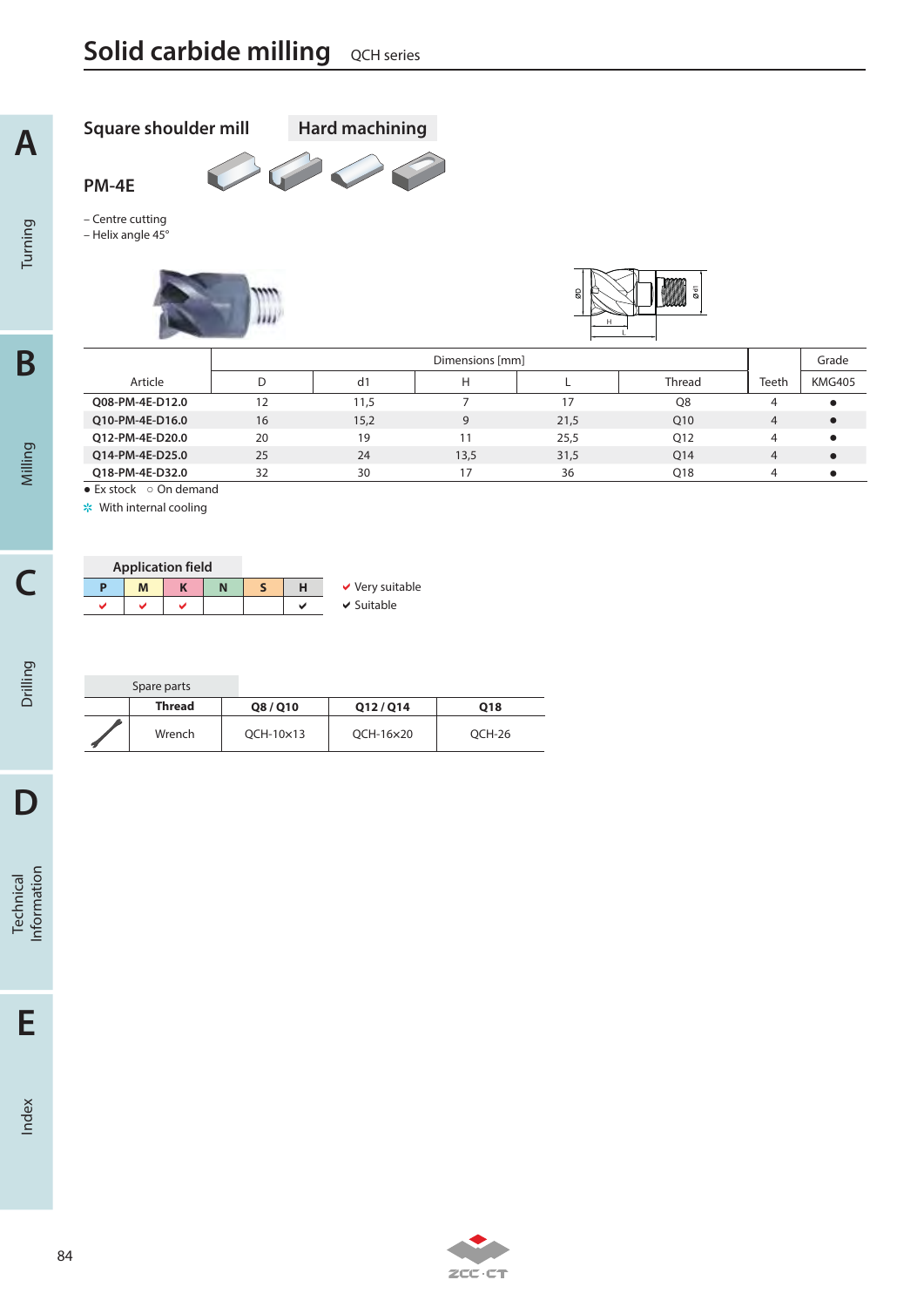# Solid carbide milling QCH series

## Square shoulder mill

**Hard machining**

### PM-4E

– Centre cutting
– Helix angle 45°

| Article | Dimensions [mm] | | | | | Teeth | Grade |
|---|---|---|---|---|---|---|---|
| | D | d1 | H | L | Thread | | KMG405 |
| **Q08-PM-4E-D12.0** | 12 | 11,5 | 7 | 17 | Q8 | 4 | ● |
| **Q10-PM-4E-D16.0** | 16 | 15,2 | 9 | 21,5 | Q10 | 4 | ● |
| **Q12-PM-4E-D20.0** | 20 | 19 | 11 | 25,5 | Q12 | 4 | ● |
| **Q14-PM-4E-D25.0** | 25 | 24 | 13,5 | 31,5 | Q14 | 4 | ● |
| **Q18-PM-4E-D32.0** | 32 | 30 | 17 | 36 | Q18 | 4 | ● |

● Ex stock ○ On demand

✲ With internal cooling

**Application field**

| P | M | K | N | S | H |
|---|---|---|---|---|---|
| ✔ | ✔ | ✔ | | | ✔ |

✔ Very suitable
✔ Suitable

Spare parts

| | Thread | Q8 / Q10 | Q12 / Q14 | Q18 |
|---|---|---|---|---|
| | Wrench | QCH-10×13 | QCH-16×20 | QCH-26 |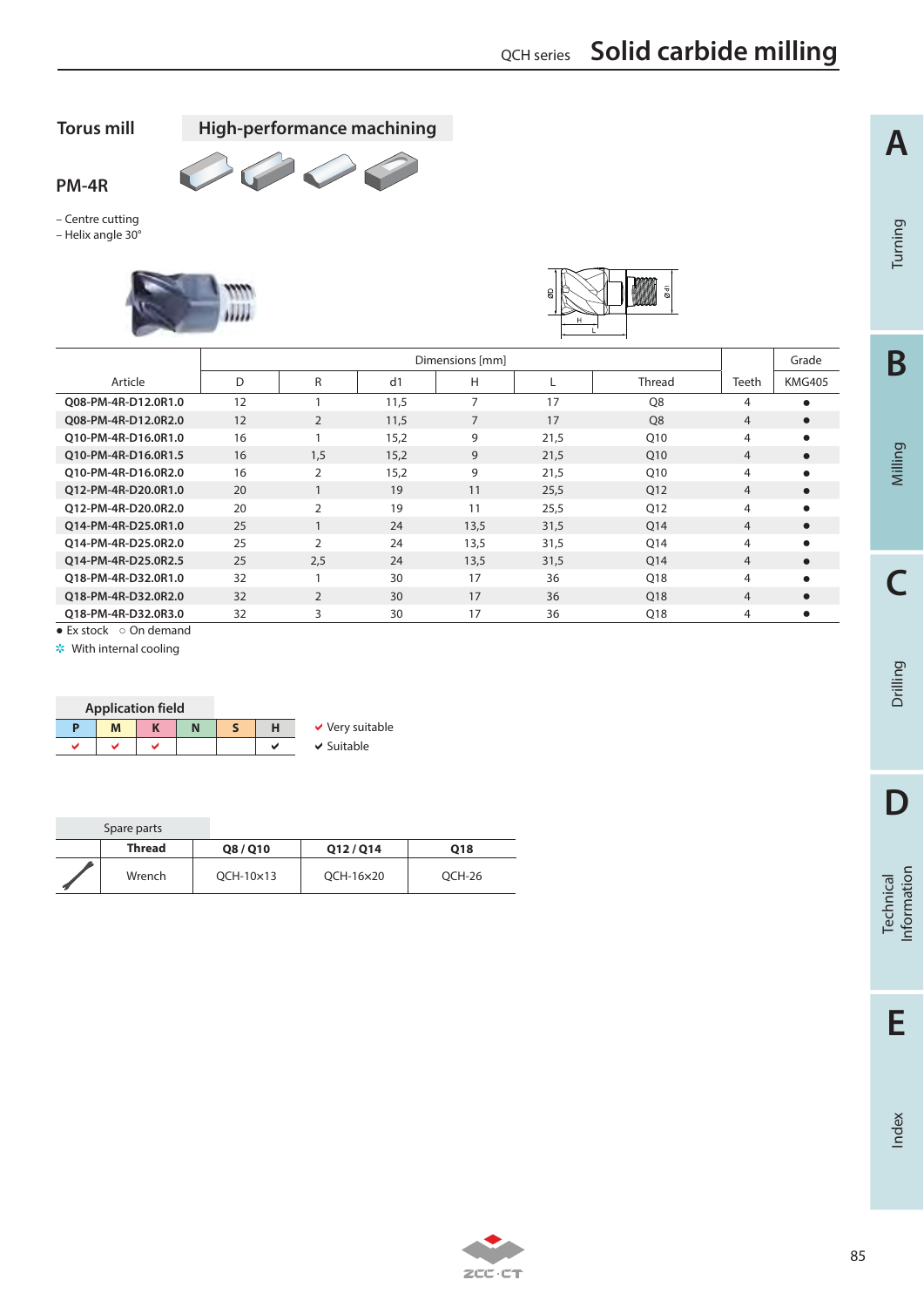# Torus mill

## High-performance machining

## PM-4R

– Centre cutting
– Helix angle 30°

| Article | D | R | d1 | H | L | Thread | Teeth | KMG405 |
|---|---|---|---|---|---|---|---|---|
| | Dimensions [mm] | | | | | | | Grade |
| Q08-PM-4R-D12.0R1.0 | 12 | 1 | 11,5 | 7 | 17 | Q8 | 4 | ● |
| Q08-PM-4R-D12.0R2.0 | 12 | 2 | 11,5 | 7 | 17 | Q8 | 4 | ● |
| Q10-PM-4R-D16.0R1.0 | 16 | 1 | 15,2 | 9 | 21,5 | Q10 | 4 | ● |
| Q10-PM-4R-D16.0R1.5 | 16 | 1,5 | 15,2 | 9 | 21,5 | Q10 | 4 | ● |
| Q10-PM-4R-D16.0R2.0 | 16 | 2 | 15,2 | 9 | 21,5 | Q10 | 4 | ● |
| Q12-PM-4R-D20.0R1.0 | 20 | 1 | 19 | 11 | 25,5 | Q12 | 4 | ● |
| Q12-PM-4R-D20.0R2.0 | 20 | 2 | 19 | 11 | 25,5 | Q12 | 4 | ● |
| Q14-PM-4R-D25.0R1.0 | 25 | 1 | 24 | 13,5 | 31,5 | Q14 | 4 | ● |
| Q14-PM-4R-D25.0R2.0 | 25 | 2 | 24 | 13,5 | 31,5 | Q14 | 4 | ● |
| Q14-PM-4R-D25.0R2.5 | 25 | 2,5 | 24 | 13,5 | 31,5 | Q14 | 4 | ● |
| Q18-PM-4R-D32.0R1.0 | 32 | 1 | 30 | 17 | 36 | Q18 | 4 | ● |
| Q18-PM-4R-D32.0R2.0 | 32 | 2 | 30 | 17 | 36 | Q18 | 4 | ● |
| Q18-PM-4R-D32.0R3.0 | 32 | 3 | 30 | 17 | 36 | Q18 | 4 | ● |

● Ex stock ○ On demand
✲ With internal cooling

**Application field**

| P | M | K | N | S | H |
|---|---|---|---|---|---|
| ✔ | ✔ | ✔ | | | ✔ |

✔ Very suitable
✔ Suitable

Spare parts

| | Thread | Q8 / Q10 | Q12 / Q14 | Q18 |
|---|---|---|---|---|
| | Wrench | QCH-10×13 | QCH-16×20 | QCH-26 |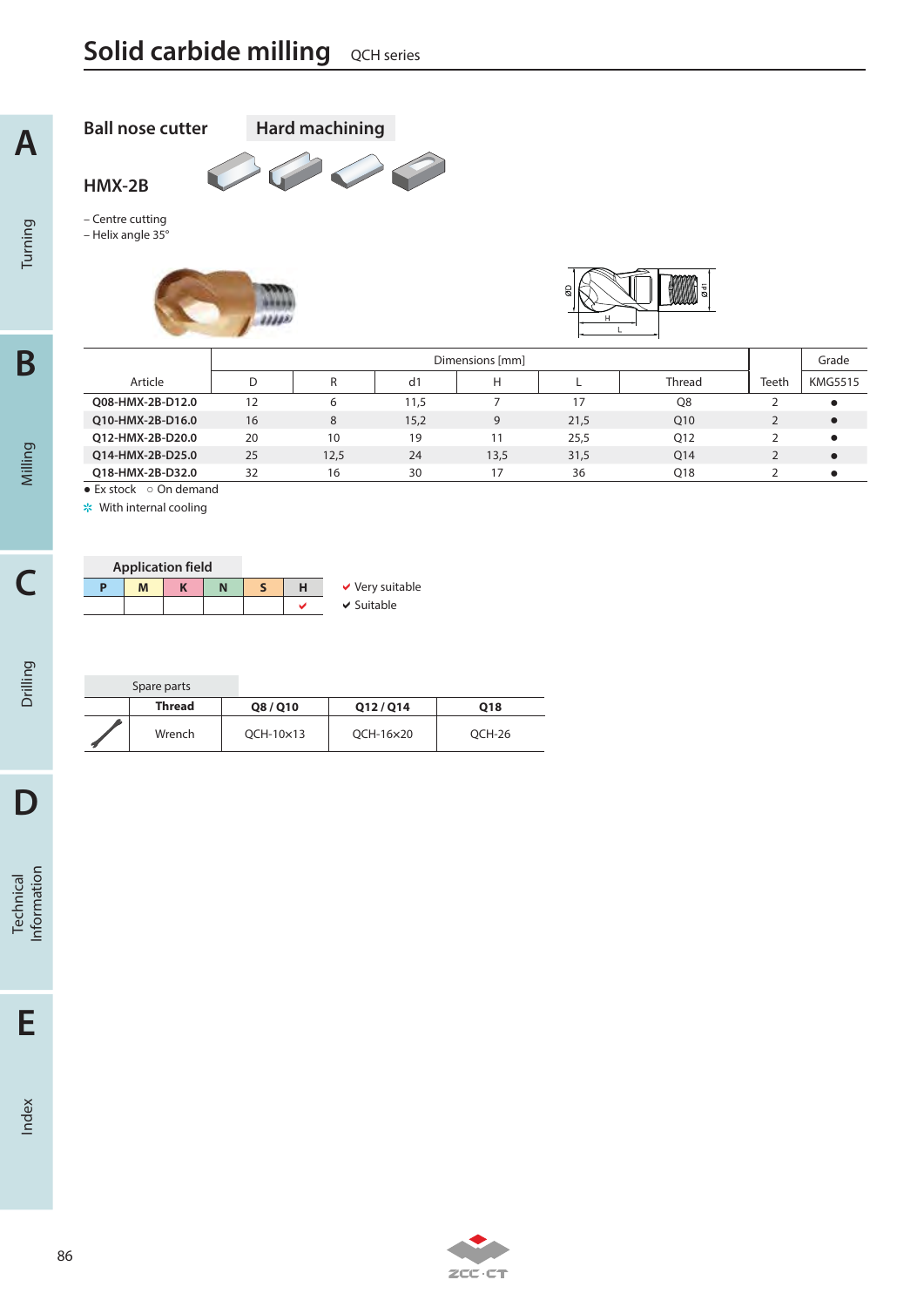# Solid carbide milling QCH series

## Ball nose cutter

**Hard machining**

### HMX-2B

– Centre cutting
– Helix angle 35°

| Article | Dimensions [mm] | | | | | | Teeth | Grade |
|---|---|---|---|---|---|---|---|---|
| | D | R | d1 | H | L | Thread | | KMG5515 |
| **Q08-HMX-2B-D12.0** | 12 | 6 | 11,5 | 7 | 17 | Q8 | 2 | ● |
| **Q10-HMX-2B-D16.0** | 16 | 8 | 15,2 | 9 | 21,5 | Q10 | 2 | ● |
| **Q12-HMX-2B-D20.0** | 20 | 10 | 19 | 11 | 25,5 | Q12 | 2 | ● |
| **Q14-HMX-2B-D25.0** | 25 | 12,5 | 24 | 13,5 | 31,5 | Q14 | 2 | ● |
| **Q18-HMX-2B-D32.0** | 32 | 16 | 30 | 17 | 36 | Q18 | 2 | ● |

● Ex stock ○ On demand
✲ With internal cooling

**Application field**

| P | M | K | N | S | H |
|---|---|---|---|---|---|
| | | | | | ✔ |

✔ Very suitable
✔ Suitable

Spare parts

| | Thread | Q8 / Q10 | Q12 / Q14 | Q18 |
|---|---|---|---|---|
| | Wrench | QCH-10×13 | QCH-16×20 | QCH-26 |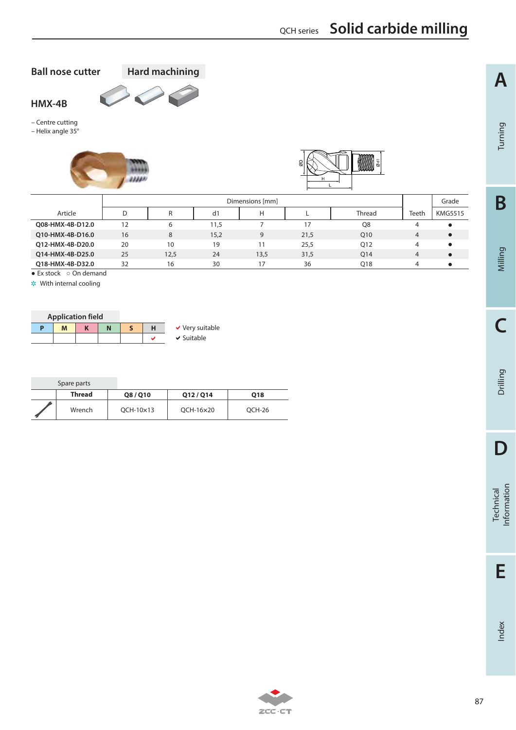## Ball nose cutter

**Hard machining**

## HMX-4B

- Centre cutting
- Helix angle 35°

| Article | Dimensions [mm] | | | | | | Teeth | Grade |
|---|---|---|---|---|---|---|---|---|
| | D | R | d1 | H | L | Thread | | KMG5515 |
| **Q08-HMX-4B-D12.0** | 12 | 6 | 11,5 | 7 | 17 | Q8 | 4 | ● |
| **Q10-HMX-4B-D16.0** | 16 | 8 | 15,2 | 9 | 21,5 | Q10 | 4 | ● |
| **Q12-HMX-4B-D20.0** | 20 | 10 | 19 | 11 | 25,5 | Q12 | 4 | ● |
| **Q14-HMX-4B-D25.0** | 25 | 12,5 | 24 | 13,5 | 31,5 | Q14 | 4 | ● |
| **Q18-HMX-4B-D32.0** | 32 | 16 | 30 | 17 | 36 | Q18 | 4 | ● |

● Ex stock ○ On demand

✲ With internal cooling

**Application field**

| P | M | K | N | S | H |
|---|---|---|---|---|---|
| | | | | | ✔ |

✔ Very suitable
✔ Suitable

Spare parts

| | Thread | Q8 / Q10 | Q12 / Q14 | Q18 |
|---|---|---|---|---|
| | Wrench | QCH-10×13 | QCH-16×20 | QCH-26 |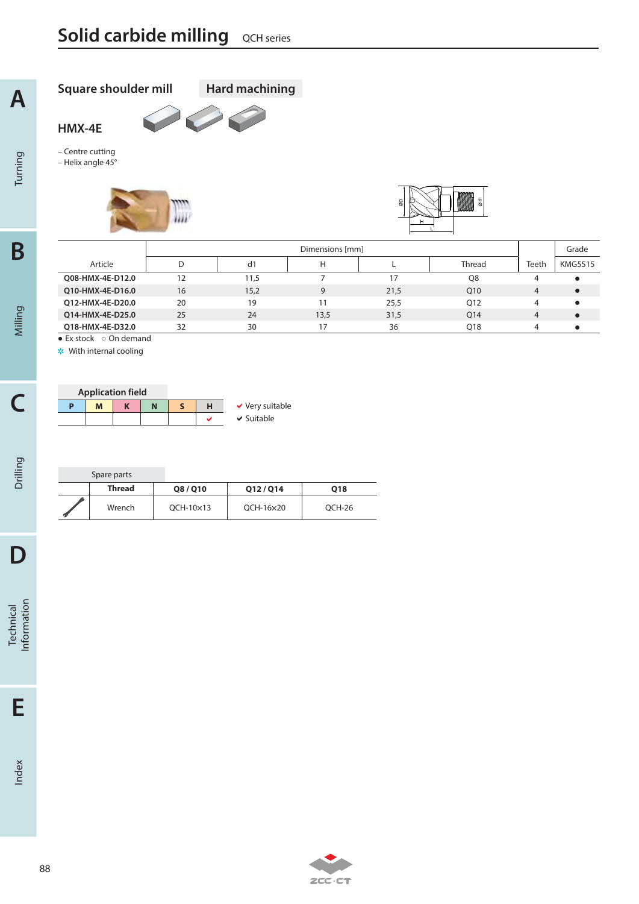# Solid carbide milling QCH series

## Square shoulder mill — Hard machining

### HMX-4E

– Centre cutting
– Helix angle 45°

| Article | Dimensions [mm] | | | | | | Grade |
|---|---|---|---|---|---|---|---|
| | D | d1 | H | L | Thread | Teeth | KMG5515 |
| Q08-HMX-4E-D12.0 | 12 | 11,5 | 7 | 17 | Q8 | 4 | ● |
| Q10-HMX-4E-D16.0 | 16 | 15,2 | 9 | 21,5 | Q10 | 4 | ● |
| Q12-HMX-4E-D20.0 | 20 | 19 | 11 | 25,5 | Q12 | 4 | ● |
| Q14-HMX-4E-D25.0 | 25 | 24 | 13,5 | 31,5 | Q14 | 4 | ● |
| Q18-HMX-4E-D32.0 | 32 | 30 | 17 | 36 | Q18 | 4 | ● |

● Ex stock ○ On demand
✲ With internal cooling

**Application field**

| P | M | K | N | S | H |
|---|---|---|---|---|---|
| | | | | | ✔ |

✔ Very suitable
✔ Suitable

**Spare parts**

| | Thread | Q8 / Q10 | Q12 / Q14 | Q18 |
|---|---|---|---|---|
| | Wrench | QCH-10×13 | QCH-16×20 | QCH-26 |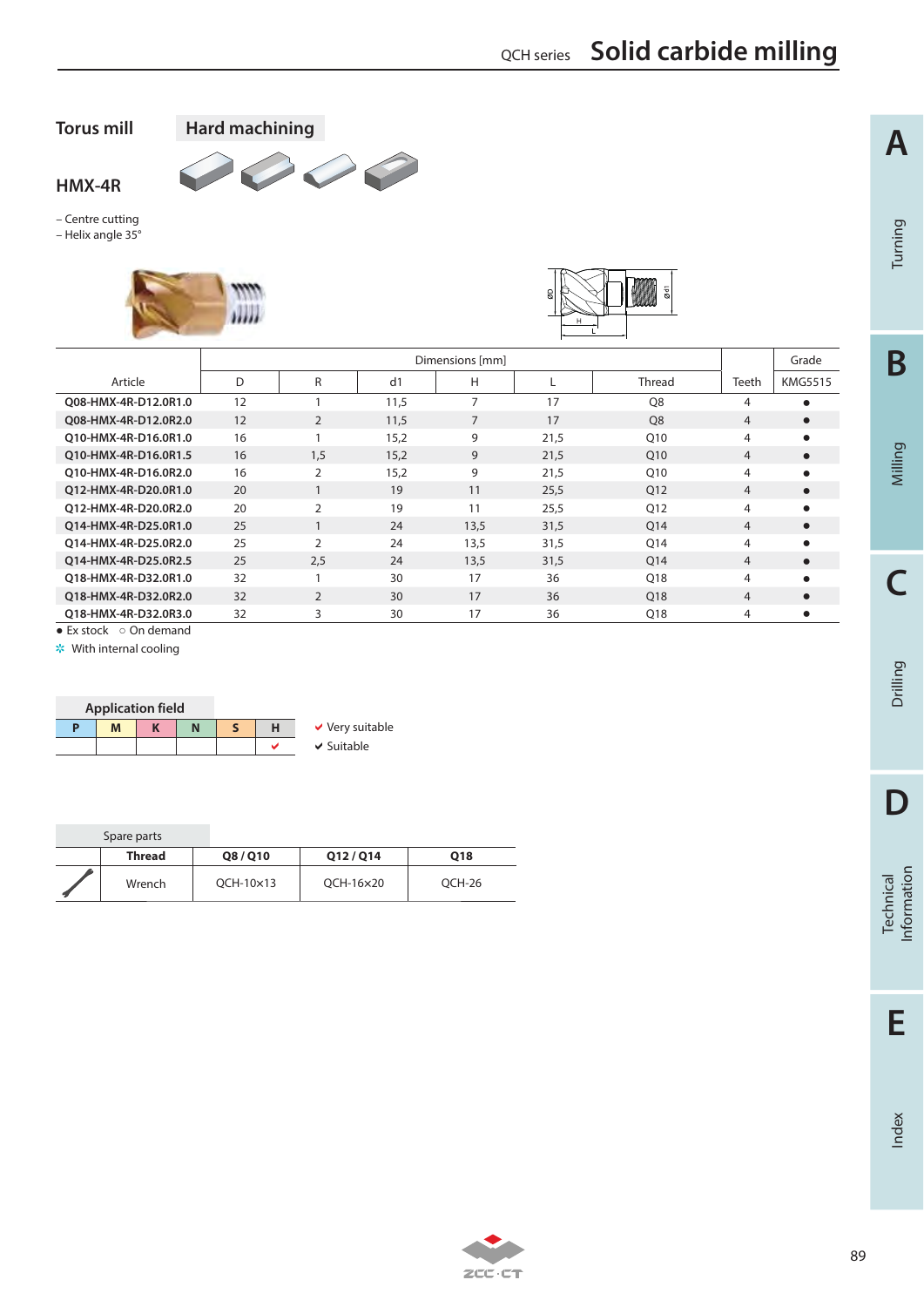# Torus mill

**Hard machining**

## HMX-4R

– Centre cutting
– Helix angle 35°

| Article | D | R | d1 | H | L | Thread | Teeth | KMG5515 |
|---|---|---|---|---|---|---|---|---|
| | Dimensions [mm] | | | | | | | Grade |
| Q08-HMX-4R-D12.0R1.0 | 12 | 1 | 11,5 | 7 | 17 | Q8 | 4 | ● |
| Q08-HMX-4R-D12.0R2.0 | 12 | 2 | 11,5 | 7 | 17 | Q8 | 4 | ● |
| Q10-HMX-4R-D16.0R1.0 | 16 | 1 | 15,2 | 9 | 21,5 | Q10 | 4 | ● |
| Q10-HMX-4R-D16.0R1.5 | 16 | 1,5 | 15,2 | 9 | 21,5 | Q10 | 4 | ● |
| Q10-HMX-4R-D16.0R2.0 | 16 | 2 | 15,2 | 9 | 21,5 | Q10 | 4 | ● |
| Q12-HMX-4R-D20.0R1.0 | 20 | 1 | 19 | 11 | 25,5 | Q12 | 4 | ● |
| Q12-HMX-4R-D20.0R2.0 | 20 | 2 | 19 | 11 | 25,5 | Q12 | 4 | ● |
| Q14-HMX-4R-D25.0R1.0 | 25 | 1 | 24 | 13,5 | 31,5 | Q14 | 4 | ● |
| Q14-HMX-4R-D25.0R2.0 | 25 | 2 | 24 | 13,5 | 31,5 | Q14 | 4 | ● |
| Q14-HMX-4R-D25.0R2.5 | 25 | 2,5 | 24 | 13,5 | 31,5 | Q14 | 4 | ● |
| Q18-HMX-4R-D32.0R1.0 | 32 | 1 | 30 | 17 | 36 | Q18 | 4 | ● |
| Q18-HMX-4R-D32.0R2.0 | 32 | 2 | 30 | 17 | 36 | Q18 | 4 | ● |
| Q18-HMX-4R-D32.0R3.0 | 32 | 3 | 30 | 17 | 36 | Q18 | 4 | ● |

● Ex stock ○ On demand

✲ With internal cooling

**Application field**

| P | M | K | N | S | H |
|---|---|---|---|---|---|
| | | | | | ✔ |

✔ Very suitable
✔ Suitable

Spare parts

| | Thread | Q8 / Q10 | Q12 / Q14 | Q18 |
|---|---|---|---|---|
| | Wrench | QCH-10×13 | QCH-16×20 | QCH-26 |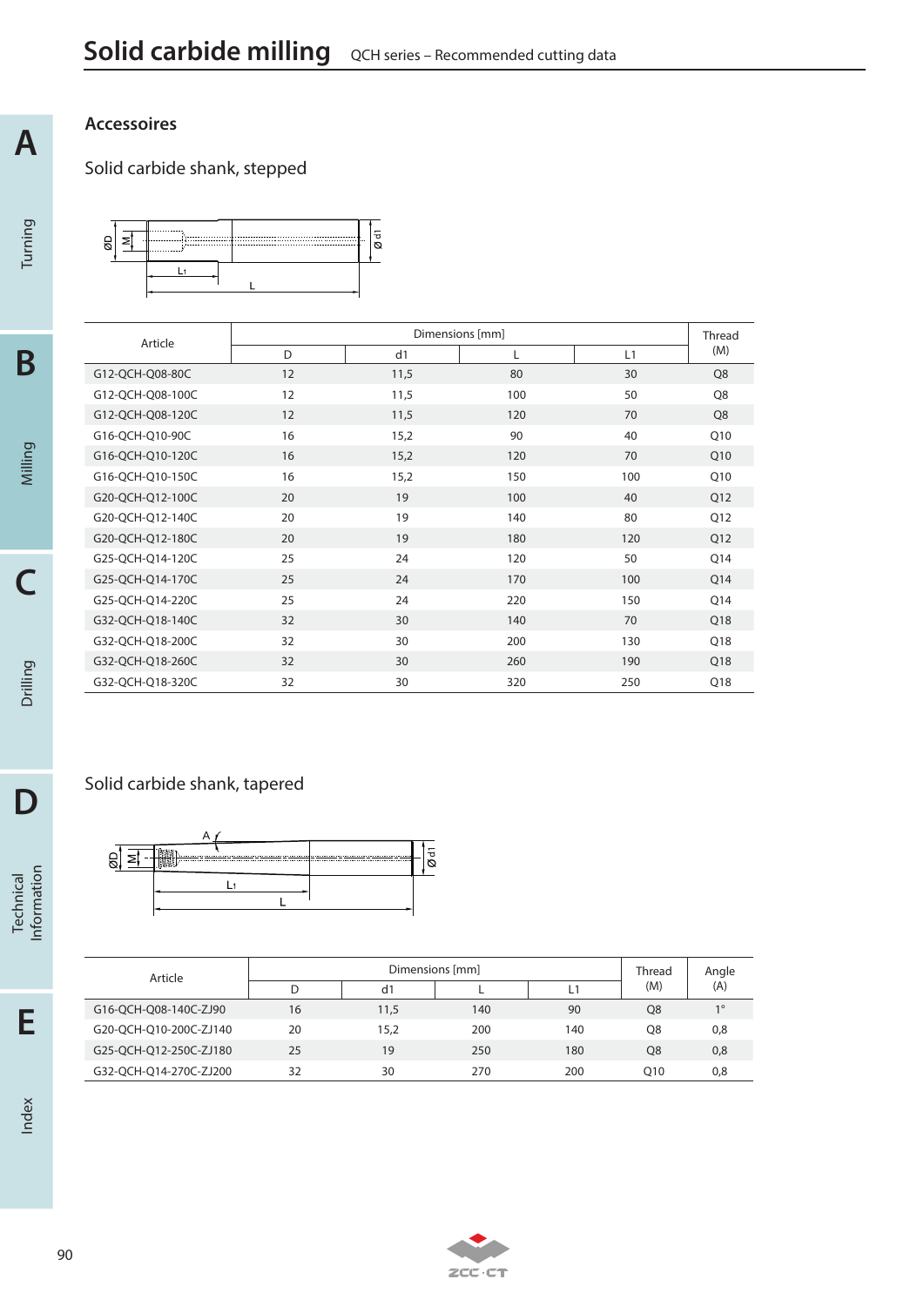# Solid carbide milling

QCH series – Recommended cutting data

## Accessoires

### Solid carbide shank, stepped

| Article | Dimensions [mm] | | | | Thread (M) |
|---|---|---|---|---|---|
| | D | d1 | L | L1 | |
| G12-QCH-Q08-80C | 12 | 11,5 | 80 | 30 | Q8 |
| G12-QCH-Q08-100C | 12 | 11,5 | 100 | 50 | Q8 |
| G12-QCH-Q08-120C | 12 | 11,5 | 120 | 70 | Q8 |
| G16-QCH-Q10-90C | 16 | 15,2 | 90 | 40 | Q10 |
| G16-QCH-Q10-120C | 16 | 15,2 | 120 | 70 | Q10 |
| G16-QCH-Q10-150C | 16 | 15,2 | 150 | 100 | Q10 |
| G20-QCH-Q12-100C | 20 | 19 | 100 | 40 | Q12 |
| G20-QCH-Q12-140C | 20 | 19 | 140 | 80 | Q12 |
| G20-QCH-Q12-180C | 20 | 19 | 180 | 120 | Q12 |
| G25-QCH-Q14-120C | 25 | 24 | 120 | 50 | Q14 |
| G25-QCH-Q14-170C | 25 | 24 | 170 | 100 | Q14 |
| G25-QCH-Q14-220C | 25 | 24 | 220 | 150 | Q14 |
| G32-QCH-Q18-140C | 32 | 30 | 140 | 70 | Q18 |
| G32-QCH-Q18-200C | 32 | 30 | 200 | 130 | Q18 |
| G32-QCH-Q18-260C | 32 | 30 | 260 | 190 | Q18 |
| G32-QCH-Q18-320C | 32 | 30 | 320 | 250 | Q18 |

### Solid carbide shank, tapered

| Article | Dimensions [mm] | | | | Thread (M) | Angle (A) |
|---|---|---|---|---|---|---|
| | D | d1 | L | L1 | | |
| G16-QCH-Q08-140C-ZJ90 | 16 | 11,5 | 140 | 90 | Q8 | 1° |
| G20-QCH-Q10-200C-ZJ140 | 20 | 15,2 | 200 | 140 | Q8 | 0,8 |
| G25-QCH-Q12-250C-ZJ180 | 25 | 19 | 250 | 180 | Q8 | 0,8 |
| G32-QCH-Q14-270C-ZJ200 | 32 | 30 | 270 | 200 | Q10 | 0,8 |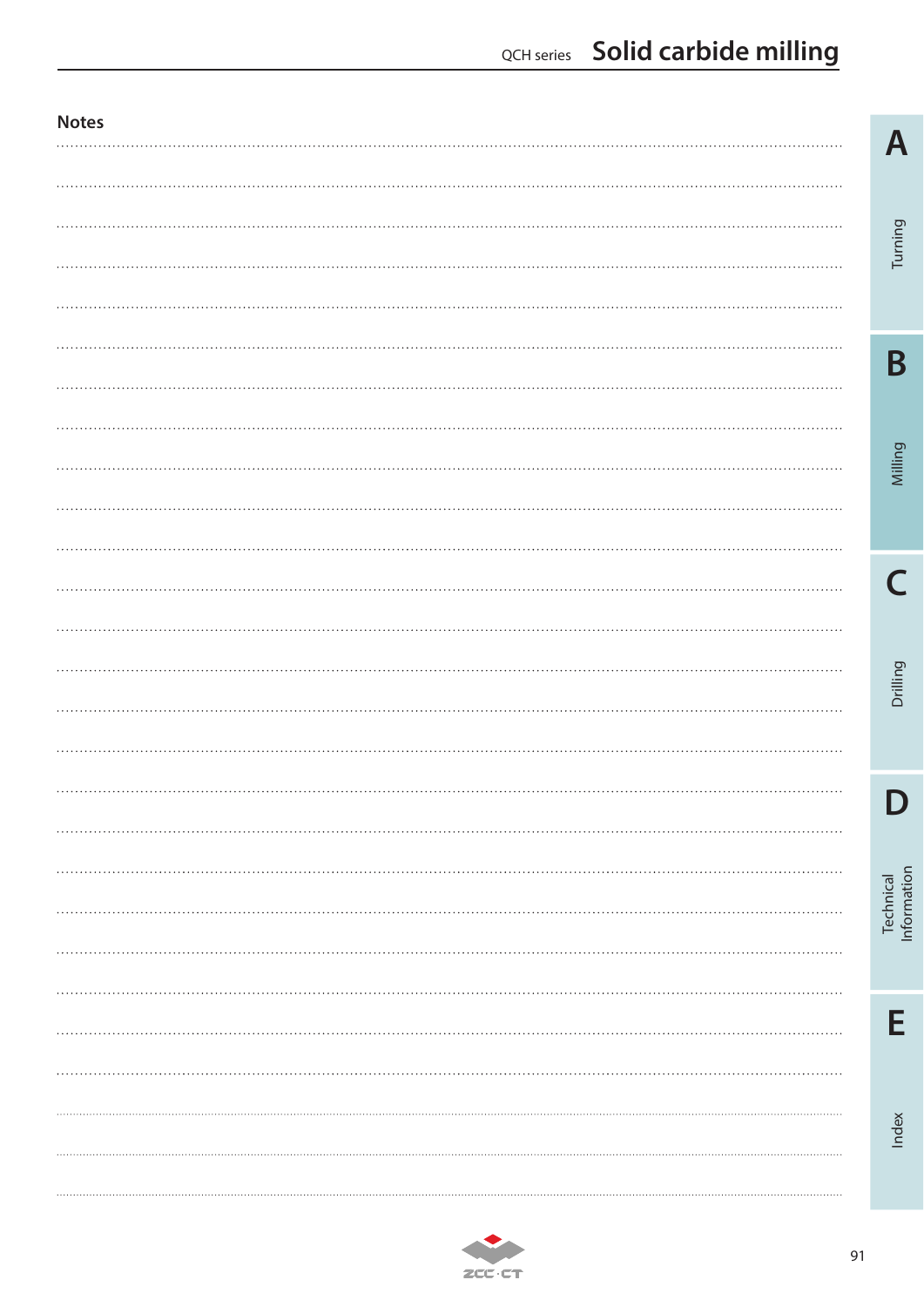## Notes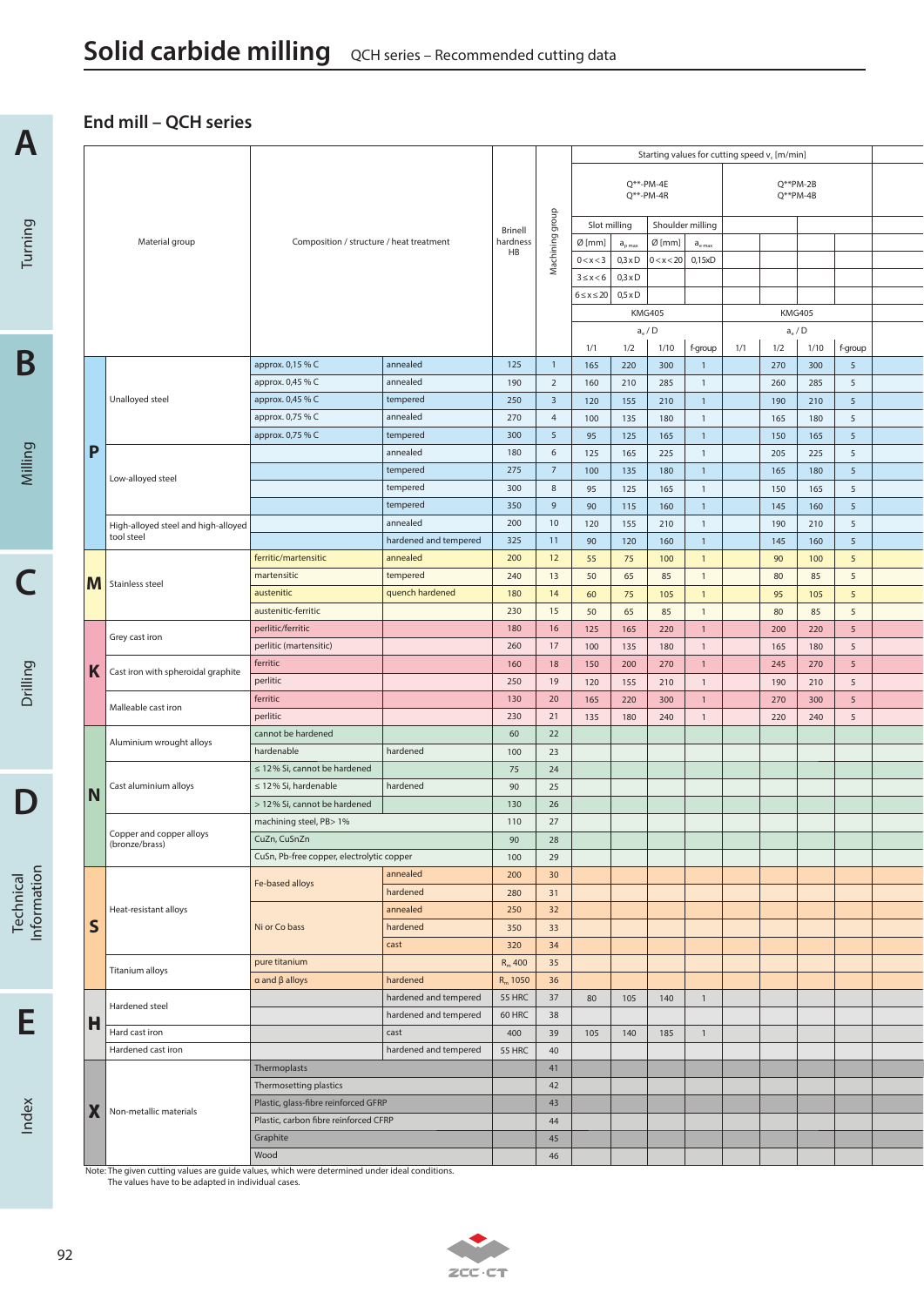# Solid carbide milling QCH series – Recommended cutting data

## End mill – QCH series

| | Material group | Composition / structure / heat treatment | | Brinell hardness HB | Machining group | Starting values for cutting speed $v_c$ [m/min] | | | | | | | |
|---|---|---|---|---|---|---|---|---|---|---|---|---|---|
| | | | | | | Q**-PM-4E Q**-PM-4R | | | | Q**PM-2B Q**PM-4B | | | |
| | | | | | | Slot milling | | Shoulder milling | | | | | |
| | | | | | | Ø [mm] | $a_{p\,max}$ | Ø [mm] | $a_{e\,max}$ | | | | |
| | | | | | | 0<x<3 | 0,3xD | 0<x<20 | 0,15xD | | | | |
| | | | | | | 3≤x<6 | 0,3xD | | | | | | |
| | | | | | | 6≤x≤20 | 0,5xD | | | | | | |
| | | | | | | KMG405 | | | | KMG405 | | | |
| | | | | | | $a_e$ / D | | | | $a_e$ / D | | | |
| | | | | | | 1/1 | 1/2 | 1/10 | f-group | 1/1 | 1/2 | 1/10 | f-group |
| P | Unalloyed steel | approx. 0,15 % C | annealed | 125 | 1 | 165 | 220 | 300 | 1 | | 270 | 300 | 5 |
| P | Unalloyed steel | approx. 0,45 % C | annealed | 190 | 2 | 160 | 210 | 285 | 1 | | 260 | 285 | 5 |
| P | Unalloyed steel | approx. 0,45 % C | tempered | 250 | 3 | 120 | 155 | 210 | 1 | | 190 | 210 | 5 |
| P | Unalloyed steel | approx. 0,75 % C | annealed | 270 | 4 | 100 | 135 | 180 | 1 | | 165 | 180 | 5 |
| P | Unalloyed steel | approx. 0,75 % C | tempered | 300 | 5 | 95 | 125 | 165 | 1 | | 150 | 165 | 5 |
| P | Low-alloyed steel | | annealed | 180 | 6 | 125 | 165 | 225 | 1 | | 205 | 225 | 5 |
| P | Low-alloyed steel | | tempered | 275 | 7 | 100 | 135 | 180 | 1 | | 165 | 180 | 5 |
| P | Low-alloyed steel | | tempered | 300 | 8 | 95 | 125 | 165 | 1 | | 150 | 165 | 5 |
| P | Low-alloyed steel | | tempered | 350 | 9 | 90 | 115 | 160 | 1 | | 145 | 160 | 5 |
| P | High-alloyed steel and high-alloyed tool steel | | annealed | 200 | 10 | 120 | 155 | 210 | 1 | | 190 | 210 | 5 |
| P | High-alloyed steel and high-alloyed tool steel | | hardened and tempered | 325 | 11 | 90 | 120 | 160 | 1 | | 145 | 160 | 5 |
| M | Stainless steel | ferritic/martensitic | annealed | 200 | 12 | 55 | 75 | 100 | 1 | | 90 | 100 | 5 |
| M | Stainless steel | martensitic | tempered | 240 | 13 | 50 | 65 | 85 | 1 | | 80 | 85 | 5 |
| M | Stainless steel | austenitic | quench hardened | 180 | 14 | 60 | 75 | 105 | 1 | | 95 | 105 | 5 |
| M | Stainless steel | austenitic-ferritic | | 230 | 15 | 50 | 65 | 85 | 1 | | 80 | 85 | 5 |
| K | Grey cast iron | perlitic/ferritic | | 180 | 16 | 125 | 165 | 220 | 1 | | 200 | 220 | 5 |
| K | Grey cast iron | perlitic (martensitic) | | 260 | 17 | 100 | 135 | 180 | 1 | | 165 | 180 | 5 |
| K | Cast iron with spheroidal graphite | ferritic | | 160 | 18 | 150 | 200 | 270 | 1 | | 245 | 270 | 5 |
| K | Cast iron with spheroidal graphite | perlitic | | 250 | 19 | 120 | 155 | 210 | 1 | | 190 | 210 | 5 |
| K | Malleable cast iron | ferritic | | 130 | 20 | 165 | 220 | 300 | 1 | | 270 | 300 | 5 |
| K | Malleable cast iron | perlitic | | 230 | 21 | 135 | 180 | 240 | 1 | | 220 | 240 | 5 |
| N | Aluminium wrought alloys | cannot be hardened | | 60 | 22 | | | | | | | | |
| N | Aluminium wrought alloys | hardenable | hardened | 100 | 23 | | | | | | | | |
| N | Cast aluminium alloys | ≤ 12 % Si, cannot be hardened | | 75 | 24 | | | | | | | | |
| N | Cast aluminium alloys | ≤ 12 % Si, hardenable | hardened | 90 | 25 | | | | | | | | |
| N | Cast aluminium alloys | > 12 % Si, cannot be hardened | | 130 | 26 | | | | | | | | |
| N | Copper and copper alloys (bronze/brass) | machining steel, PB> 1% | | 110 | 27 | | | | | | | | |
| N | Copper and copper alloys (bronze/brass) | CuZn, CuSnZn | | 90 | 28 | | | | | | | | |
| N | Copper and copper alloys (bronze/brass) | CuSn, Pb-free copper, electrolytic copper | | 100 | 29 | | | | | | | | |
| S | Heat-resistant alloys | Fe-based alloys | annealed | 200 | 30 | | | | | | | | |
| S | Heat-resistant alloys | Fe-based alloys | hardened | 280 | 31 | | | | | | | | |
| S | Heat-resistant alloys | Ni or Co bass | annealed | 250 | 32 | | | | | | | | |
| S | Heat-resistant alloys | Ni or Co bass | hardened | 350 | 33 | | | | | | | | |
| S | Heat-resistant alloys | Ni or Co bass | cast | 320 | 34 | | | | | | | | |
| S | Titanium alloys | pure titanium | | $R_m$ 400 | 35 | | | | | | | | |
| S | Titanium alloys | α and β alloys | hardened | $R_m$ 1050 | 36 | | | | | | | | |
| H | Hardened steel | | hardened and tempered | 55 HRC | 37 | 80 | 105 | 140 | 1 | | | | |
| H | Hardened steel | | hardened and tempered | 60 HRC | 38 | | | | | | | | |
| H | Hard cast iron | | cast | 400 | 39 | 105 | 140 | 185 | 1 | | | | |
| H | Hardened cast iron | | hardened and tempered | 55 HRC | 40 | | | | | | | | |
| X | Non-metallic materials | Thermoplasts | | | 41 | | | | | | | | |
| X | Non-metallic materials | Thermosetting plastics | | | 42 | | | | | | | | |
| X | Non-metallic materials | Plastic, glass-fibre reinforced GFRP | | | 43 | | | | | | | | |
| X | Non-metallic materials | Plastic, carbon fibre reinforced CFRP | | | 44 | | | | | | | | |
| X | Non-metallic materials | Graphite | | | 45 | | | | | | | | |
| X | Non-metallic materials | Wood | | | 46 | | | | | | | | |

Note: The given cutting values are guide values, which were determined under ideal conditions.
The values have to be adapted in individual cases.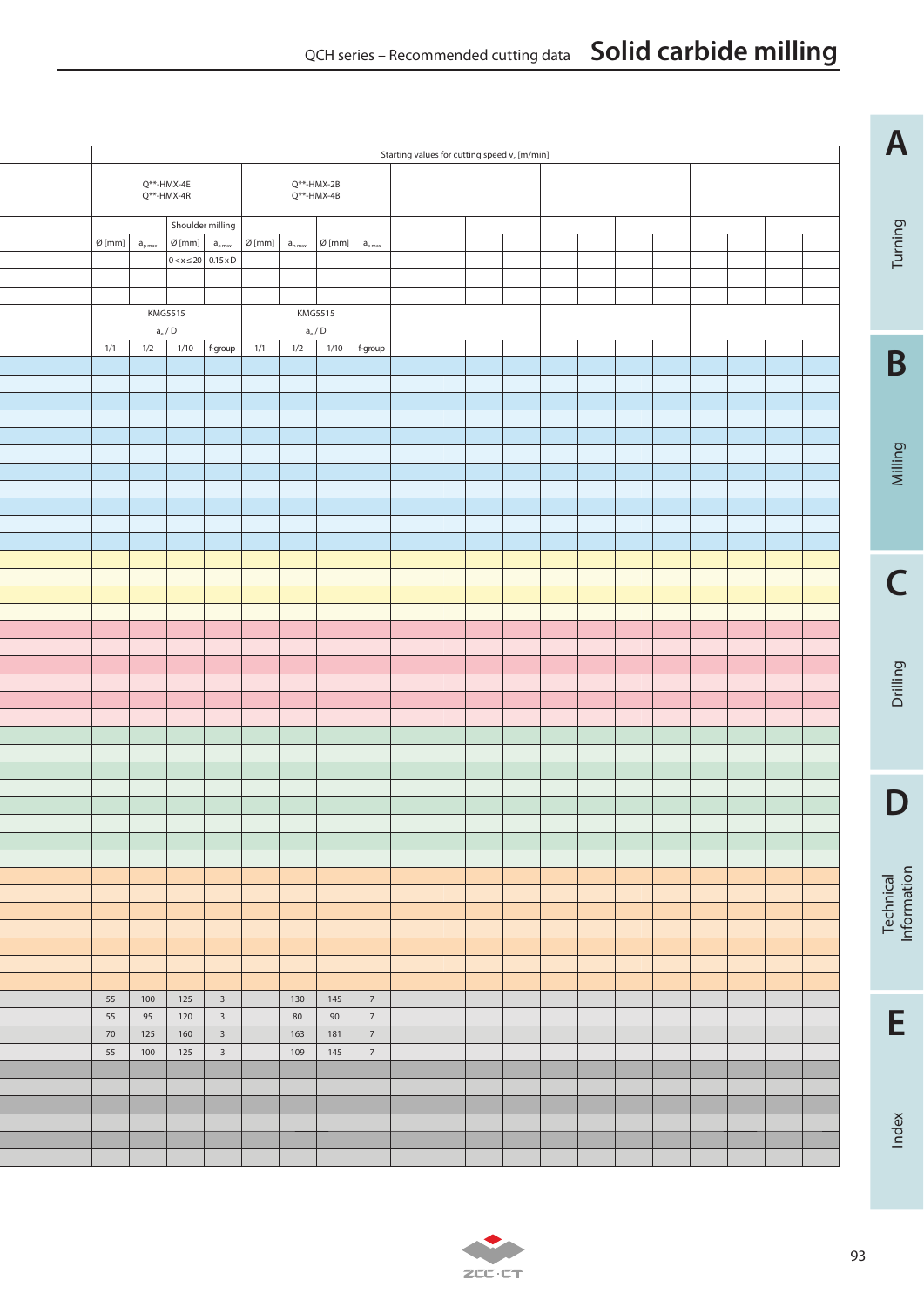|  | Starting values for cutting speed $v_c$ [m/min] | | | | | | | | | | | | | | | | | | | |
|---|---|---|---|---|---|---|---|---|---|---|---|---|---|---|---|---|---|---|---|---|
|  | Q**-HMX-4E Q**-HMX-4R | | | | Q**-HMX-2B Q**-HMX-4B | | | | | | | | | | | | | | | |
|  | | | Shoulder milling | | | | | | | | | | | | | | | | | |
|  | Ø [mm] | $a_{p\,max}$ | Ø [mm] | $a_{e\,max}$ | Ø [mm] | $a_{p\,max}$ | Ø [mm] | $a_{e\,max}$ | | | | | | | | | | | | |
|  | | | $0 < x \leq 20$ | 0.15 x D | | | | | | | | | | | | | | | | |
|  | KMG5515 | | | | KMG5515 | | | | | | | | | | | | | | | |
|  | $a_e$ / D | | | | $a_e$ / D | | | | | | | | | | | | | | | |
|  | 1/1 | 1/2 | 1/10 | f-group | 1/1 | 1/2 | 1/10 | f-group | | | | | | | | | | | | |
|  | 55 | 100 | 125 | 3 | | 130 | 145 | 7 | | | | | | | | | | | | |
|  | 55 | 95 | 120 | 3 | | 80 | 90 | 7 | | | | | | | | | | | | |
|  | 70 | 125 | 160 | 3 | | 163 | 181 | 7 | | | | | | | | | | | | |
|  | 55 | 100 | 125 | 3 | | 109 | 145 | 7 | | | | | | | | | | | | |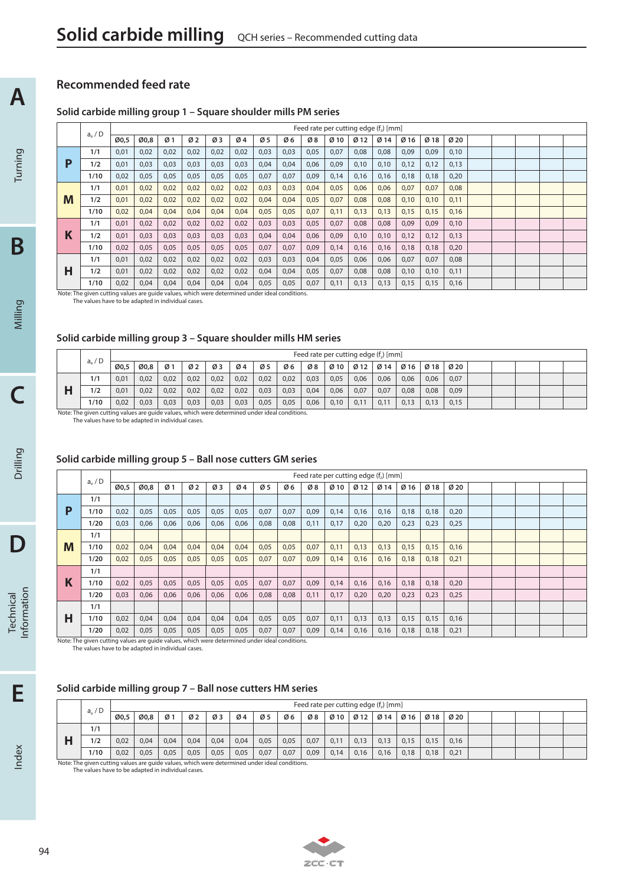# Solid carbide milling QCH series – Recommended cutting data

## Recommended feed rate

### Solid carbide milling group 1 – Square shoulder mills PM series

| | $a_e$ / D | Feed rate per cutting edge ($f_z$) [mm] | | | | | | | | | | | | | | | | | | | |
|---|---|---|---|---|---|---|---|---|---|---|---|---|---|---|---|---|---|---|---|---|---|
| | | Ø0,5 | Ø0,8 | Ø 1 | Ø 2 | Ø 3 | Ø 4 | Ø 5 | Ø 6 | Ø 8 | Ø 10 | Ø 12 | Ø 14 | Ø 16 | Ø 18 | Ø 20 | | | | | |
| **P** | 1/1 | 0,01 | 0,02 | 0,02 | 0,02 | 0,02 | 0,02 | 0,03 | 0,03 | 0,05 | 0,07 | 0,08 | 0,08 | 0,09 | 0,09 | 0,10 | | | | | |
| | 1/2 | 0,01 | 0,03 | 0,03 | 0,03 | 0,03 | 0,03 | 0,04 | 0,04 | 0,06 | 0,09 | 0,10 | 0,10 | 0,12 | 0,12 | 0,13 | | | | | |
| | 1/10 | 0,02 | 0,05 | 0,05 | 0,05 | 0,05 | 0,05 | 0,07 | 0,07 | 0,09 | 0,14 | 0,16 | 0,16 | 0,18 | 0,18 | 0,20 | | | | | |
| **M** | 1/1 | 0,01 | 0,02 | 0,02 | 0,02 | 0,02 | 0,02 | 0,03 | 0,03 | 0,04 | 0,05 | 0,06 | 0,06 | 0,07 | 0,07 | 0,08 | | | | | |
| | 1/2 | 0,01 | 0,02 | 0,02 | 0,02 | 0,02 | 0,02 | 0,04 | 0,04 | 0,05 | 0,07 | 0,08 | 0,08 | 0,10 | 0,10 | 0,11 | | | | | |
| | 1/10 | 0,02 | 0,04 | 0,04 | 0,04 | 0,04 | 0,04 | 0,05 | 0,05 | 0,07 | 0,11 | 0,13 | 0,13 | 0,15 | 0,15 | 0,16 | | | | | |
| **K** | 1/1 | 0,01 | 0,02 | 0,02 | 0,02 | 0,02 | 0,02 | 0,03 | 0,03 | 0,05 | 0,07 | 0,08 | 0,08 | 0,09 | 0,09 | 0,10 | | | | | |
| | 1/2 | 0,01 | 0,03 | 0,03 | 0,03 | 0,03 | 0,03 | 0,04 | 0,04 | 0,06 | 0,09 | 0,10 | 0,10 | 0,12 | 0,12 | 0,13 | | | | | |
| | 1/10 | 0,02 | 0,05 | 0,05 | 0,05 | 0,05 | 0,05 | 0,07 | 0,07 | 0,09 | 0,14 | 0,16 | 0,16 | 0,18 | 0,18 | 0,20 | | | | | |
| **H** | 1/1 | 0,01 | 0,02 | 0,02 | 0,02 | 0,02 | 0,02 | 0,03 | 0,03 | 0,04 | 0,05 | 0,06 | 0,06 | 0,07 | 0,07 | 0,08 | | | | | |
| | 1/2 | 0,01 | 0,02 | 0,02 | 0,02 | 0,02 | 0,02 | 0,04 | 0,04 | 0,05 | 0,07 | 0,08 | 0,08 | 0,10 | 0,10 | 0,11 | | | | | |
| | 1/10 | 0,02 | 0,04 | 0,04 | 0,04 | 0,04 | 0,04 | 0,05 | 0,05 | 0,07 | 0,11 | 0,13 | 0,13 | 0,15 | 0,15 | 0,16 | | | | | |

Note: The given cutting values are guide values, which were determined under ideal conditions.
The values have to be adapted in individual cases.

### Solid carbide milling group 3 – Square shoulder mills HM series

| | $a_e$ / D | Feed rate per cutting edge ($f_z$) [mm] | | | | | | | | | | | | | | | | | | | |
|---|---|---|---|---|---|---|---|---|---|---|---|---|---|---|---|---|---|---|---|---|---|
| | | Ø0,5 | Ø0,8 | Ø 1 | Ø 2 | Ø 3 | Ø 4 | Ø 5 | Ø 6 | Ø 8 | Ø 10 | Ø 12 | Ø 14 | Ø 16 | Ø 18 | Ø 20 | | | | | |
| **H** | 1/1 | 0,01 | 0,02 | 0,02 | 0,02 | 0,02 | 0,02 | 0,02 | 0,02 | 0,03 | 0,05 | 0,06 | 0,06 | 0,06 | 0,06 | 0,07 | | | | | |
| | 1/2 | 0,01 | 0,02 | 0,02 | 0,02 | 0,02 | 0,02 | 0,03 | 0,03 | 0,04 | 0,06 | 0,07 | 0,07 | 0,08 | 0,08 | 0,09 | | | | | |
| | 1/10 | 0,02 | 0,03 | 0,03 | 0,03 | 0,03 | 0,03 | 0,05 | 0,05 | 0,06 | 0,10 | 0,11 | 0,11 | 0,13 | 0,13 | 0,15 | | | | | |

Note: The given cutting values are guide values, which were determined under ideal conditions.
The values have to be adapted in individual cases.

### Solid carbide milling group 5 – Ball nose cutters GM series

| | $a_e$ / D | Feed rate per cutting edge ($f_z$) [mm] | | | | | | | | | | | | | | | | | | | |
|---|---|---|---|---|---|---|---|---|---|---|---|---|---|---|---|---|---|---|---|---|---|
| | | Ø0,5 | Ø0,8 | Ø 1 | Ø 2 | Ø 3 | Ø 4 | Ø 5 | Ø 6 | Ø 8 | Ø 10 | Ø 12 | Ø 14 | Ø 16 | Ø 18 | Ø 20 | | | | | |
| **P** | 1/1 | | | | | | | | | | | | | | | | | | | | |
| | 1/10 | 0,02 | 0,05 | 0,05 | 0,05 | 0,05 | 0,05 | 0,07 | 0,07 | 0,09 | 0,14 | 0,16 | 0,16 | 0,18 | 0,18 | 0,20 | | | | | |
| | 1/20 | 0,03 | 0,06 | 0,06 | 0,06 | 0,06 | 0,06 | 0,08 | 0,08 | 0,11 | 0,17 | 0,20 | 0,20 | 0,23 | 0,23 | 0,25 | | | | | |
| **M** | 1/1 | | | | | | | | | | | | | | | | | | | | |
| | 1/10 | 0,02 | 0,04 | 0,04 | 0,04 | 0,04 | 0,04 | 0,05 | 0,05 | 0,07 | 0,11 | 0,13 | 0,13 | 0,15 | 0,15 | 0,16 | | | | | |
| | 1/20 | 0,02 | 0,05 | 0,05 | 0,05 | 0,05 | 0,05 | 0,07 | 0,07 | 0,09 | 0,14 | 0,16 | 0,16 | 0,18 | 0,18 | 0,21 | | | | | |
| **K** | 1/1 | | | | | | | | | | | | | | | | | | | | |
| | 1/10 | 0,02 | 0,05 | 0,05 | 0,05 | 0,05 | 0,05 | 0,07 | 0,07 | 0,09 | 0,14 | 0,16 | 0,16 | 0,18 | 0,18 | 0,20 | | | | | |
| | 1/20 | 0,03 | 0,06 | 0,06 | 0,06 | 0,06 | 0,06 | 0,08 | 0,08 | 0,11 | 0,17 | 0,20 | 0,20 | 0,23 | 0,23 | 0,25 | | | | | |
| **H** | 1/1 | | | | | | | | | | | | | | | | | | | | |
| | 1/10 | 0,02 | 0,04 | 0,04 | 0,04 | 0,04 | 0,04 | 0,05 | 0,05 | 0,07 | 0,11 | 0,13 | 0,13 | 0,15 | 0,15 | 0,16 | | | | | |
| | 1/20 | 0,02 | 0,05 | 0,05 | 0,05 | 0,05 | 0,05 | 0,07 | 0,07 | 0,09 | 0,14 | 0,16 | 0,16 | 0,18 | 0,18 | 0,21 | | | | | |

Note: The given cutting values are guide values, which were determined under ideal conditions.
The values have to be adapted in individual cases.

### Solid carbide milling group 7 – Ball nose cutters HM series

| | $a_e$ / D | Feed rate per cutting edge ($f_z$) [mm] | | | | | | | | | | | | | | | | | | | |
|---|---|---|---|---|---|---|---|---|---|---|---|---|---|---|---|---|---|---|---|---|---|
| | | Ø0,5 | Ø0,8 | Ø 1 | Ø 2 | Ø 3 | Ø 4 | Ø 5 | Ø 6 | Ø 8 | Ø 10 | Ø 12 | Ø 14 | Ø 16 | Ø 18 | Ø 20 | | | | | |
| **H** | 1/1 | | | | | | | | | | | | | | | | | | | | |
| | 1/2 | 0,02 | 0,04 | 0,04 | 0,04 | 0,04 | 0,04 | 0,05 | 0,05 | 0,07 | 0,11 | 0,13 | 0,13 | 0,15 | 0,15 | 0,16 | | | | | |
| | 1/10 | 0,02 | 0,05 | 0,05 | 0,05 | 0,05 | 0,05 | 0,07 | 0,07 | 0,09 | 0,14 | 0,16 | 0,16 | 0,18 | 0,18 | 0,21 | | | | | |

Note: The given cutting values are guide values, which were determined under ideal conditions.
The values have to be adapted in individual cases.